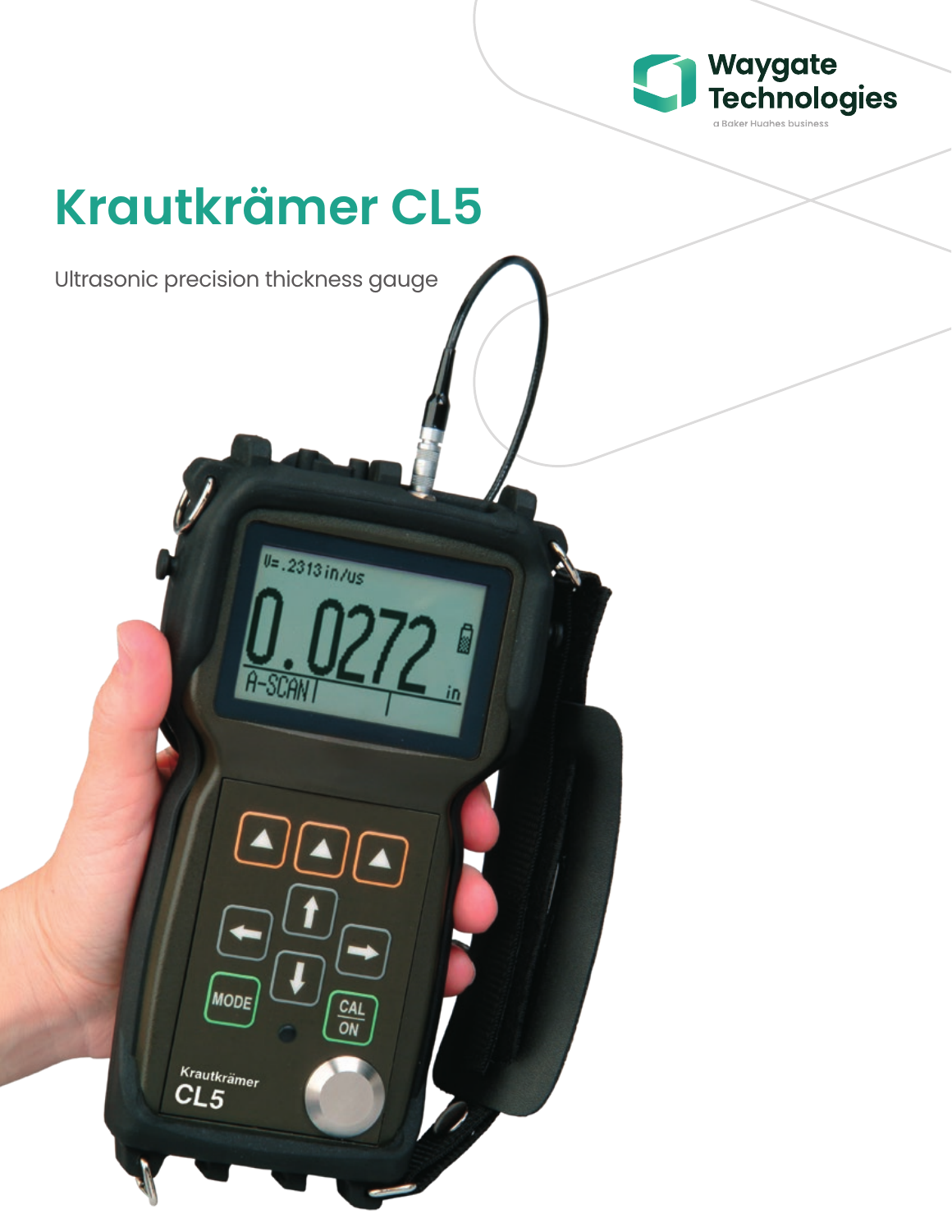Waygate Technologies

a Baker Hughes business

# Krautkrämer CL5

Ultrasonic precision thickness gauge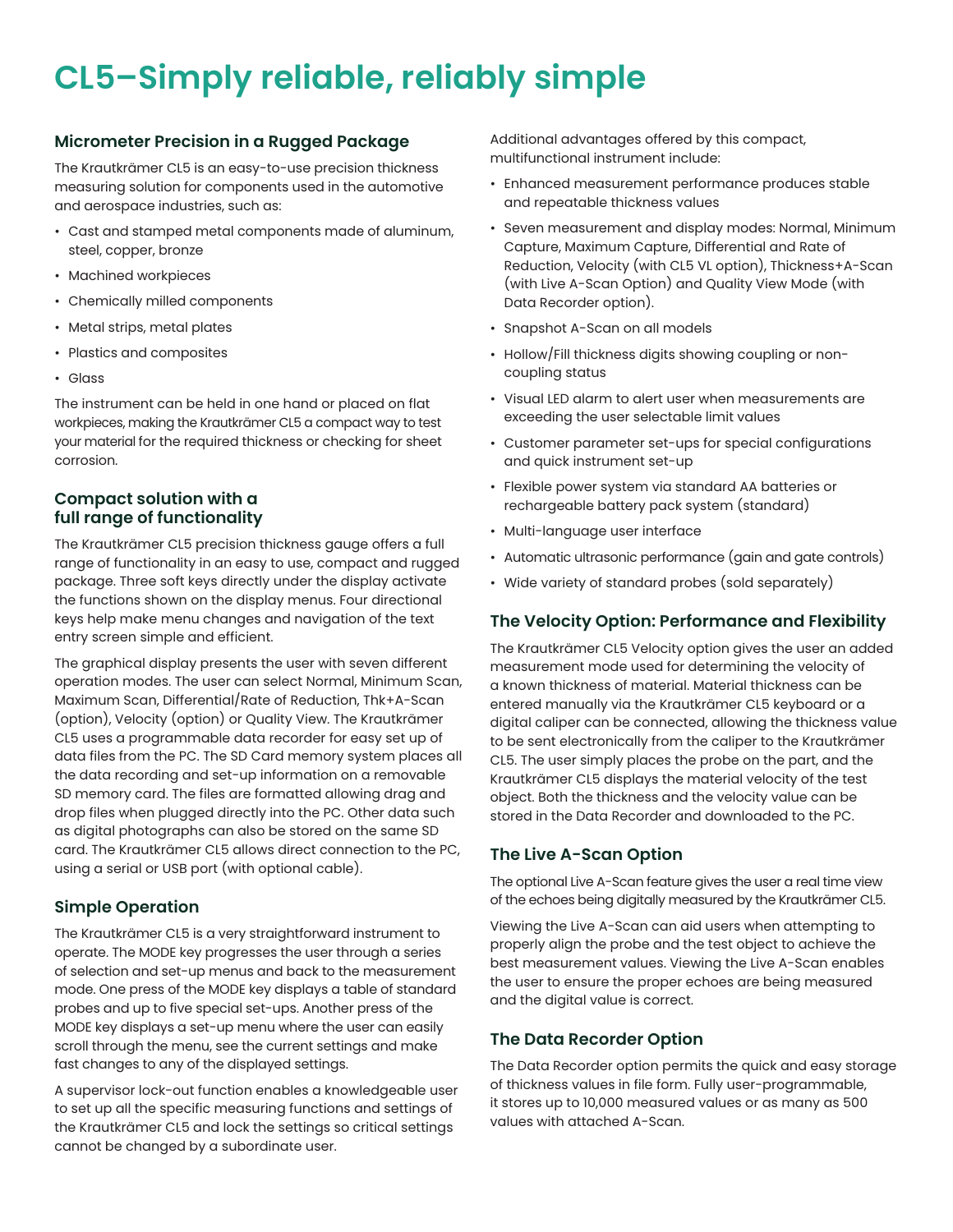# CL5–Simply reliable, reliably simple

## Micrometer Precision in a Rugged Package

The Krautkrämer CL5 is an easy-to-use precision thickness measuring solution for components used in the automotive and aerospace industries, such as:

- Cast and stamped metal components made of aluminum, steel, copper, bronze
- Machined workpieces
- Chemically milled components
- Metal strips, metal plates
- Plastics and composites
- Glass

The instrument can be held in one hand or placed on flat workpieces, making the Krautkrämer CL5 a compact way to test your material for the required thickness or checking for sheet corrosion.

## Compact solution with a full range of functionality

The Krautkrämer CL5 precision thickness gauge offers a full range of functionality in an easy to use, compact and rugged package. Three soft keys directly under the display activate the functions shown on the display menus. Four directional keys help make menu changes and navigation of the text entry screen simple and efficient.

The graphical display presents the user with seven different operation modes. The user can select Normal, Minimum Scan, Maximum Scan, Differential/Rate of Reduction, Thk+A-Scan (option), Velocity (option) or Quality View. The Krautkrämer CL5 uses a programmable data recorder for easy set up of data files from the PC. The SD Card memory system places all the data recording and set-up information on a removable SD memory card. The files are formatted allowing drag and drop files when plugged directly into the PC. Other data such as digital photographs can also be stored on the same SD card. The Krautkrämer CL5 allows direct connection to the PC, using a serial or USB port (with optional cable).

## Simple Operation

The Krautkrämer CL5 is a very straightforward instrument to operate. The MODE key progresses the user through a series of selection and set-up menus and back to the measurement mode. One press of the MODE key displays a table of standard probes and up to five special set-ups. Another press of the MODE key displays a set-up menu where the user can easily scroll through the menu, see the current settings and make fast changes to any of the displayed settings.

A supervisor lock-out function enables a knowledgeable user to set up all the specific measuring functions and settings of the Krautkrämer CL5 and lock the settings so critical settings cannot be changed by a subordinate user.

Additional advantages offered by this compact, multifunctional instrument include:

- Enhanced measurement performance produces stable and repeatable thickness values
- Seven measurement and display modes: Normal, Minimum Capture, Maximum Capture, Differential and Rate of Reduction, Velocity (with CL5 VL option), Thickness+A-Scan (with Live A-Scan Option) and Quality View Mode (with Data Recorder option).
- Snapshot A-Scan on all models
- Hollow/Fill thickness digits showing coupling or non-coupling status
- Visual LED alarm to alert user when measurements are exceeding the user selectable limit values
- Customer parameter set-ups for special configurations and quick instrument set-up
- Flexible power system via standard AA batteries or rechargeable battery pack system (standard)
- Multi-language user interface
- Automatic ultrasonic performance (gain and gate controls)
- Wide variety of standard probes (sold separately)

## The Velocity Option: Performance and Flexibility

The Krautkrämer CL5 Velocity option gives the user an added measurement mode used for determining the velocity of a known thickness of material. Material thickness can be entered manually via the Krautkrämer CL5 keyboard or a digital caliper can be connected, allowing the thickness value to be sent electronically from the caliper to the Krautkrämer CL5. The user simply places the probe on the part, and the Krautkrämer CL5 displays the material velocity of the test object. Both the thickness and the velocity value can be stored in the Data Recorder and downloaded to the PC.

## The Live A-Scan Option

The optional Live A-Scan feature gives the user a real time view of the echoes being digitally measured by the Krautkrämer CL5.

Viewing the Live A-Scan can aid users when attempting to properly align the probe and the test object to achieve the best measurement values. Viewing the Live A-Scan enables the user to ensure the proper echoes are being measured and the digital value is correct.

## The Data Recorder Option

The Data Recorder option permits the quick and easy storage of thickness values in file form. Fully user-programmable, it stores up to 10,000 measured values or as many as 500 values with attached A-Scan.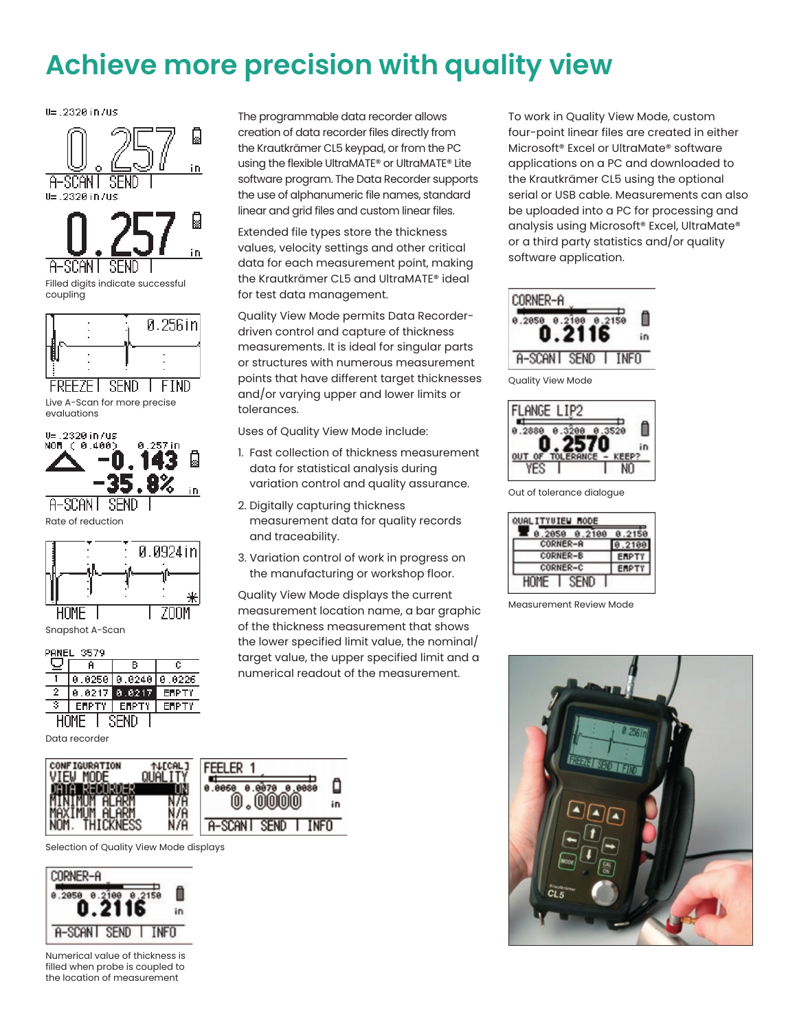# Achieve more precision with quality view

Filled digits indicate successful coupling

Live A-Scan for more precise evaluations

Rate of reduction

Snapshot A-Scan

Data recorder

Selection of Quality View Mode displays

Numerical value of thickness is filled when probe is coupled to the location of measurement

The programmable data recorder allows creation of data recorder files directly from the Krautkrämer CL5 keypad, or from the PC using the flexible UltraMATE® or UltraMATE® Lite software program. The Data Recorder supports the use of alphanumeric file names, standard linear and grid files and custom linear files.

Extended file types store the thickness values, velocity settings and other critical data for each measurement point, making the Krautkrämer CL5 and UltraMATE® ideal for test data management.

Quality View Mode permits Data Recorder-driven control and capture of thickness measurements. It is ideal for singular parts or structures with numerous measurement points that have different target thicknesses and/or varying upper and lower limits or tolerances.

Uses of Quality View Mode include:

1. Fast collection of thickness measurement data for statistical analysis during variation control and quality assurance.
2. Digitally capturing thickness measurement data for quality records and traceability.
3. Variation control of work in progress on the manufacturing or workshop floor.

Quality View Mode displays the current measurement location name, a bar graphic of the thickness measurement that shows the lower specified limit value, the nominal/target value, the upper specified limit and a numerical readout of the measurement.

To work in Quality View Mode, custom four-point linear files are created in either Microsoft® Excel or UltraMate® software applications on a PC and downloaded to the Krautkrämer CL5 using the optional serial or USB cable. Measurements can also be uploaded into a PC for processing and analysis using Microsoft® Excel, UltraMate® or a third party statistics and/or quality software application.

Quality View Mode

Out of tolerance dialogue

Measurement Review Mode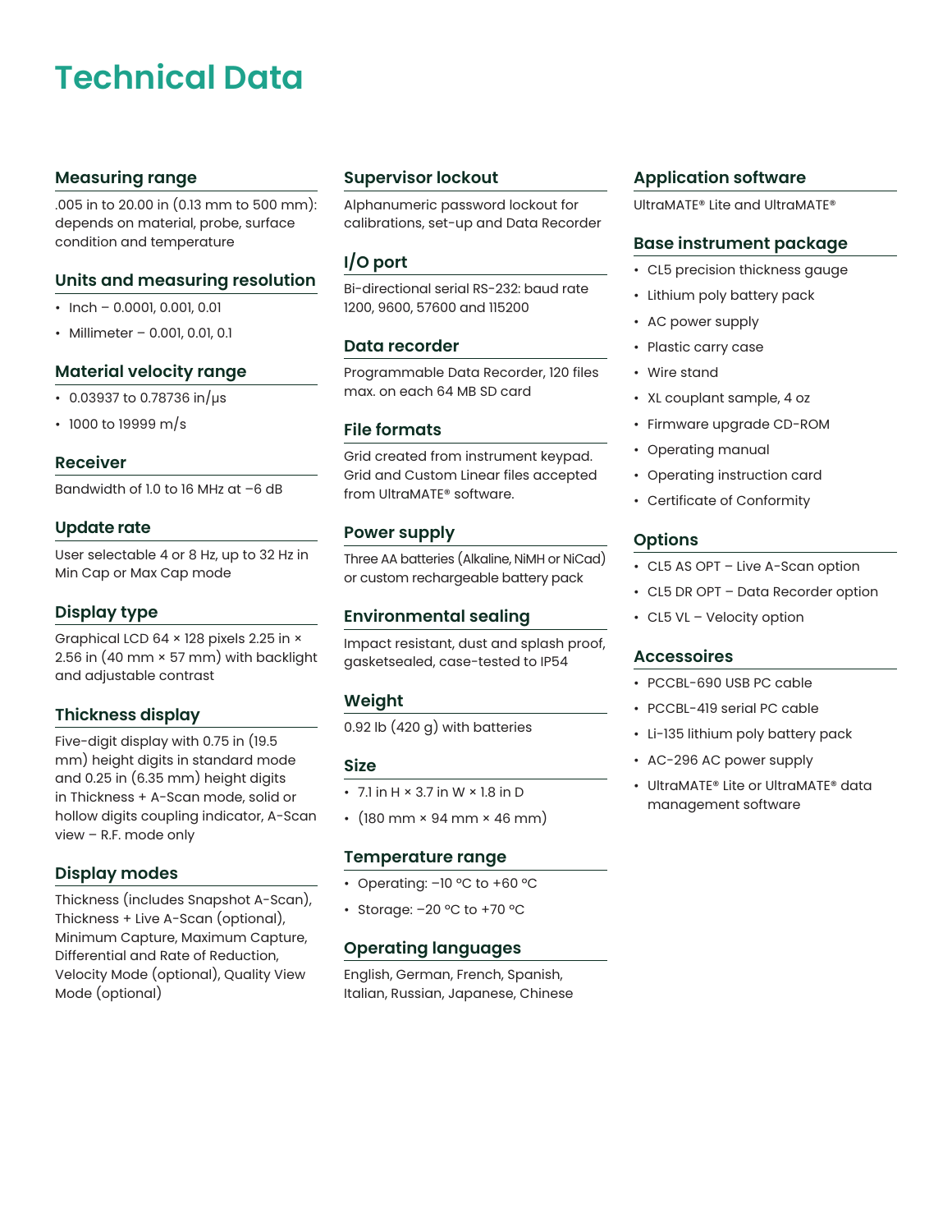# Technical Data

## Measuring range

.005 in to 20.00 in (0.13 mm to 500 mm): depends on material, probe, surface condition and temperature

## Units and measuring resolution

- Inch – 0.0001, 0.001, 0.01
- Millimeter – 0.001, 0.01, 0.1

## Material velocity range

- 0.03937 to 0.78736 in/µs
- 1000 to 19999 m/s

## Receiver

Bandwidth of 1.0 to 16 MHz at –6 dB

## Update rate

User selectable 4 or 8 Hz, up to 32 Hz in Min Cap or Max Cap mode

## Display type

Graphical LCD 64 × 128 pixels 2.25 in × 2.56 in (40 mm × 57 mm) with backlight and adjustable contrast

## Thickness display

Five-digit display with 0.75 in (19.5 mm) height digits in standard mode and 0.25 in (6.35 mm) height digits in Thickness + A-Scan mode, solid or hollow digits coupling indicator, A-Scan view – R.F. mode only

## Display modes

Thickness (includes Snapshot A-Scan), Thickness + Live A-Scan (optional), Minimum Capture, Maximum Capture, Differential and Rate of Reduction, Velocity Mode (optional), Quality View Mode (optional)

## Supervisor lockout

Alphanumeric password lockout for calibrations, set-up and Data Recorder

## I/O port

Bi-directional serial RS-232: baud rate 1200, 9600, 57600 and 115200

## Data recorder

Programmable Data Recorder, 120 files max. on each 64 MB SD card

## File formats

Grid created from instrument keypad. Grid and Custom Linear files accepted from UltraMATE® software.

## Power supply

Three AA batteries (Alkaline, NiMH or NiCad) or custom rechargeable battery pack

## Environmental sealing

Impact resistant, dust and splash proof, gasketsealed, case-tested to IP54

## Weight

0.92 lb (420 g) with batteries

## Size

- 7.1 in H × 3.7 in W × 1.8 in D
- (180 mm × 94 mm × 46 mm)

## Temperature range

- Operating: –10 °C to +60 °C
- Storage: –20 °C to +70 °C

## Operating languages

English, German, French, Spanish, Italian, Russian, Japanese, Chinese

## Application software

UltraMATE® Lite and UltraMATE®

## Base instrument package

- CL5 precision thickness gauge
- Lithium poly battery pack
- AC power supply
- Plastic carry case
- Wire stand
- XL couplant sample, 4 oz
- Firmware upgrade CD-ROM
- Operating manual
- Operating instruction card
- Certificate of Conformity

## Options

- CL5 AS OPT – Live A-Scan option
- CL5 DR OPT – Data Recorder option
- CL5 VL – Velocity option

## Accessoires

- PCCBL-690 USB PC cable
- PCCBL-419 serial PC cable
- Li-135 lithium poly battery pack
- AC-296 AC power supply
- UltraMATE® Lite or UltraMATE® data management software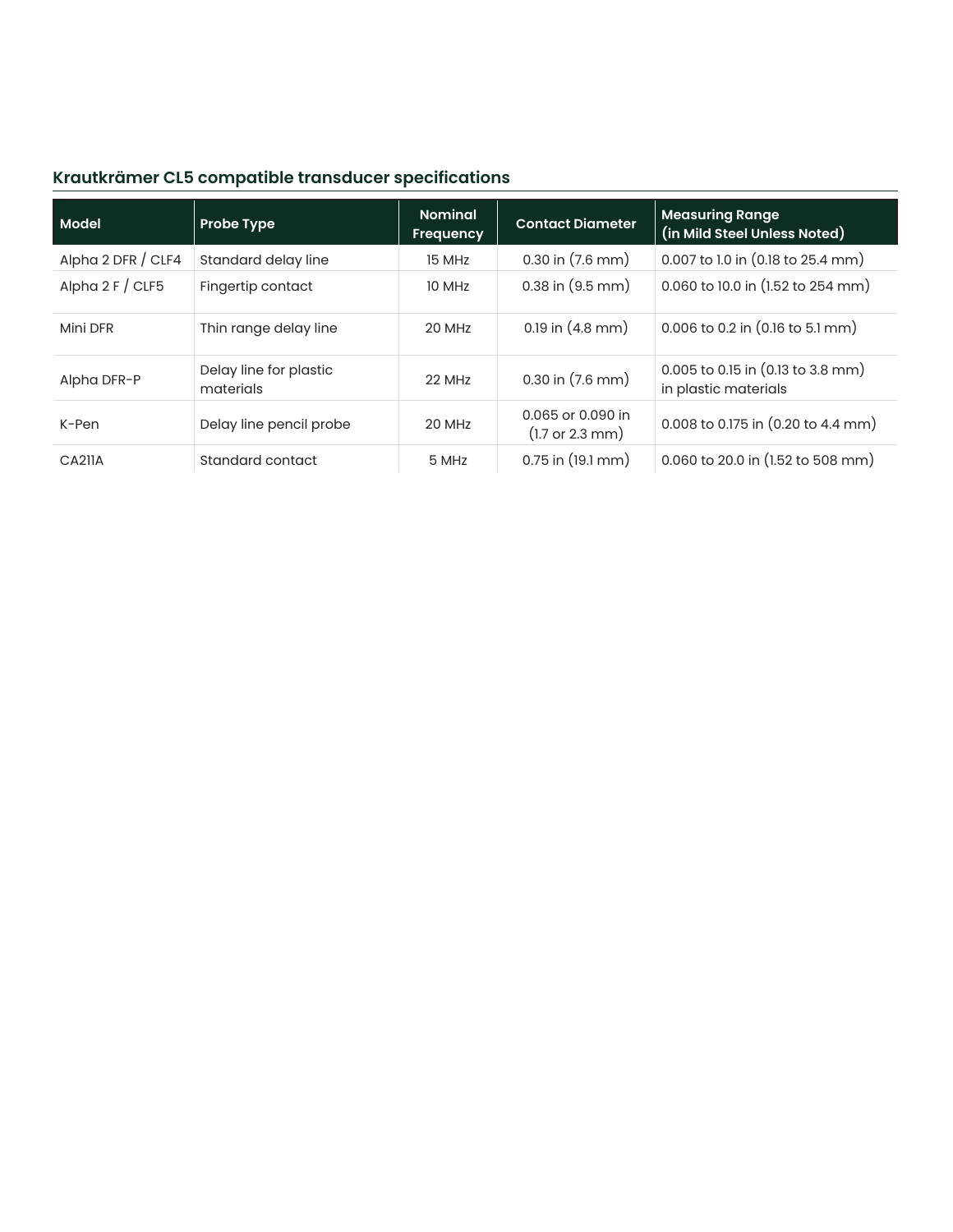## Krautkrämer CL5 compatible transducer specifications

| Model | Probe Type | Nominal Frequency | Contact Diameter | Measuring Range (in Mild Steel Unless Noted) |
|---|---|---|---|---|
| Alpha 2 DFR / CLF4 | Standard delay line | 15 MHz | 0.30 in (7.6 mm) | 0.007 to 1.0 in (0.18 to 25.4 mm) |
| Alpha 2 F / CLF5 | Fingertip contact | 10 MHz | 0.38 in (9.5 mm) | 0.060 to 10.0 in (1.52 to 254 mm) |
| Mini DFR | Thin range delay line | 20 MHz | 0.19 in (4.8 mm) | 0.006 to 0.2 in (0.16 to 5.1 mm) |
| Alpha DFR-P | Delay line for plastic materials | 22 MHz | 0.30 in (7.6 mm) | 0.005 to 0.15 in (0.13 to 3.8 mm) in plastic materials |
| K-Pen | Delay line pencil probe | 20 MHz | 0.065 or 0.090 in (1.7 or 2.3 mm) | 0.008 to 0.175 in (0.20 to 4.4 mm) |
| CA211A | Standard contact | 5 MHz | 0.75 in (19.1 mm) | 0.060 to 20.0 in (1.52 to 508 mm) |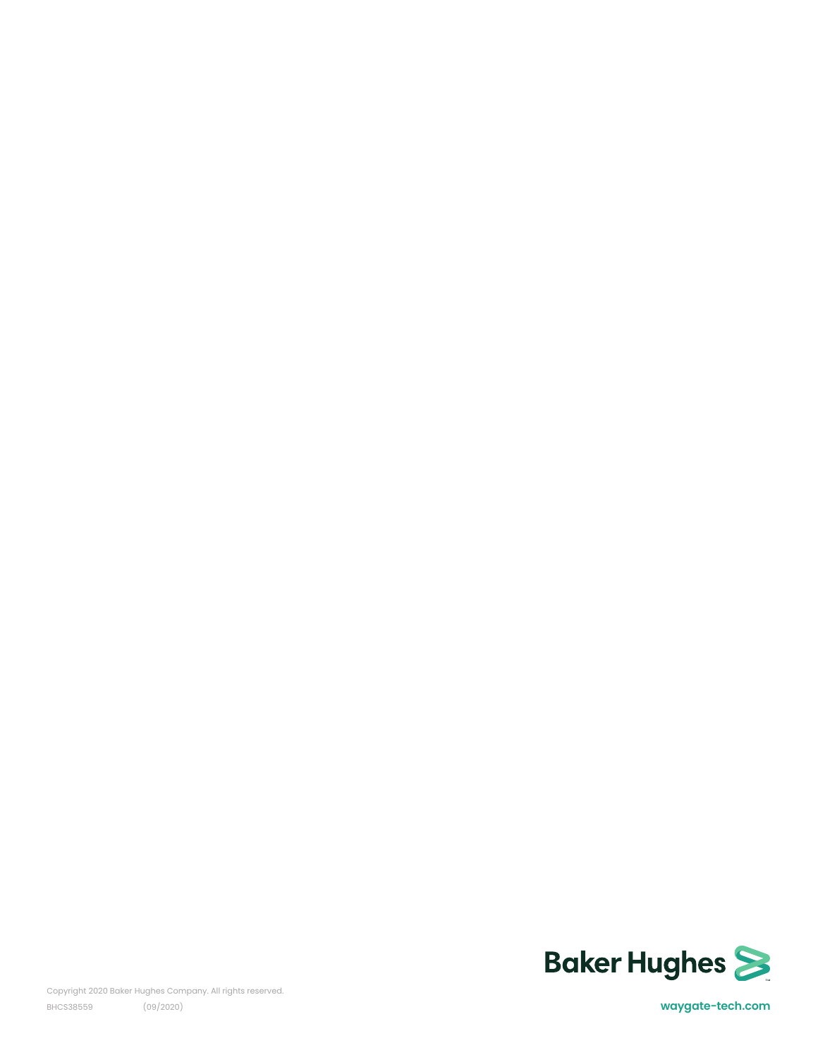Baker Hughes

Copyright 2020 Baker Hughes Company. All rights reserved.

BHCS38559 (09/2020)

waygate-tech.com